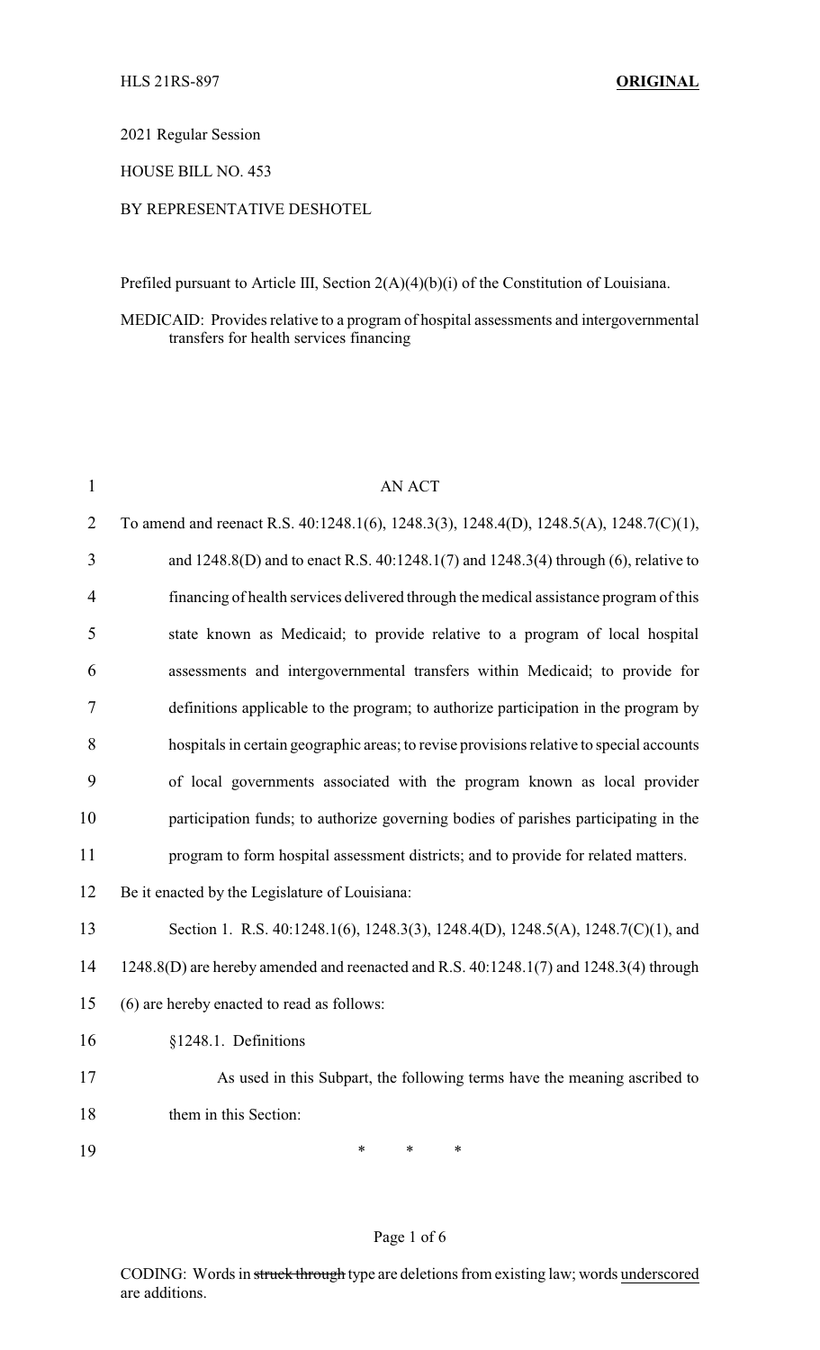HLS 21RS-897 **ORIGINAL**

2021 Regular Session

HOUSE BILL NO. 453

BY REPRESENTATIVE DESHOTEL

Prefiled pursuant to Article III, Section 2(A)(4)(b)(i) of the Constitution of Louisiana.

MEDICAID: Provides relative to a program of hospital assessments and intergovernmental transfers for health services financing

AN ACT

To amend and reenact R.S. 40:1248.1(6), 1248.3(3), 1248.4(D), 1248.5(A), 1248.7(C)(1), and 1248.8(D) and to enact R.S. 40:1248.1(7) and 1248.3(4) through (6), relative to financing of health services delivered through the medical assistance program of this state known as Medicaid; to provide relative to a program of local hospital assessments and intergovernmental transfers within Medicaid; to provide for definitions applicable to the program; to authorize participation in the program by hospitals in certain geographic areas; to revise provisions relative to special accounts of local governments associated with the program known as local provider participation funds; to authorize governing bodies of parishes participating in the program to form hospital assessment districts; and to provide for related matters.

Be it enacted by the Legislature of Louisiana:

Section 1. R.S. 40:1248.1(6), 1248.3(3), 1248.4(D), 1248.5(A), 1248.7(C)(1), and 1248.8(D) are hereby amended and reenacted and R.S. 40:1248.1(7) and 1248.3(4) through (6) are hereby enacted to read as follows:

§1248.1. Definitions

As used in this Subpart, the following terms have the meaning ascribed to them in this Section:

\* \* \*

CODING: Words in ~~struck through~~ type are deletions from existing law; words <u>underscored</u> are additions.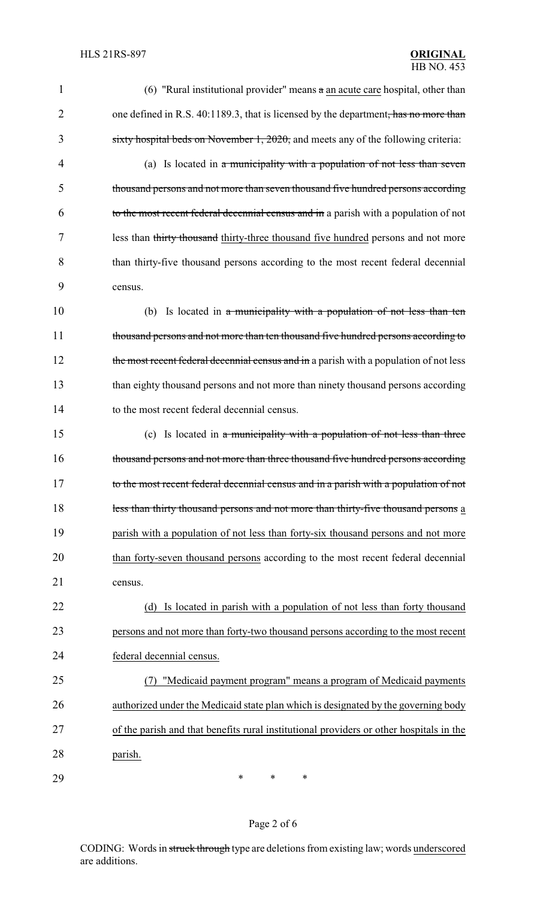(6) "Rural institutional provider" means ~~a~~ <u>an acute care</u> hospital, other than one defined in R.S. 40:1189.3, that is licensed by the department~~, has no more than sixty hospital beds on November 1, 2020,~~ and meets any of the following criteria:

(a) Is located in ~~a municipality with a population of not less than seven thousand persons and not more than seven thousand five hundred persons according to the most recent federal decennial census and in~~ a parish with a population of not less than ~~thirty thousand~~ <u>thirty-three thousand five hundred</u> persons and not more than thirty-five thousand persons according to the most recent federal decennial census.

(b) Is located in ~~a municipality with a population of not less than ten thousand persons and not more than ten thousand five hundred persons according to the most recent federal decennial census and in~~ a parish with a population of not less than eighty thousand persons and not more than ninety thousand persons according to the most recent federal decennial census.

(c) Is located in ~~a municipality with a population of not less than three thousand persons and not more than three thousand five hundred persons according to the most recent federal decennial census and in a parish with a population of not less than thirty thousand persons and not more than thirty-five thousand persons~~ <u>a parish with a population of not less than forty-six thousand persons and not more than forty-seven thousand persons</u> according to the most recent federal decennial census.

<u>(d) Is located in parish with a population of not less than forty thousand persons and not more than forty-two thousand persons according to the most recent federal decennial census.</u>

<u>(7) "Medicaid payment program" means a program of Medicaid payments authorized under the Medicaid state plan which is designated by the governing body of the parish and that benefits rural institutional providers or other hospitals in the parish.</u>

\* \* \*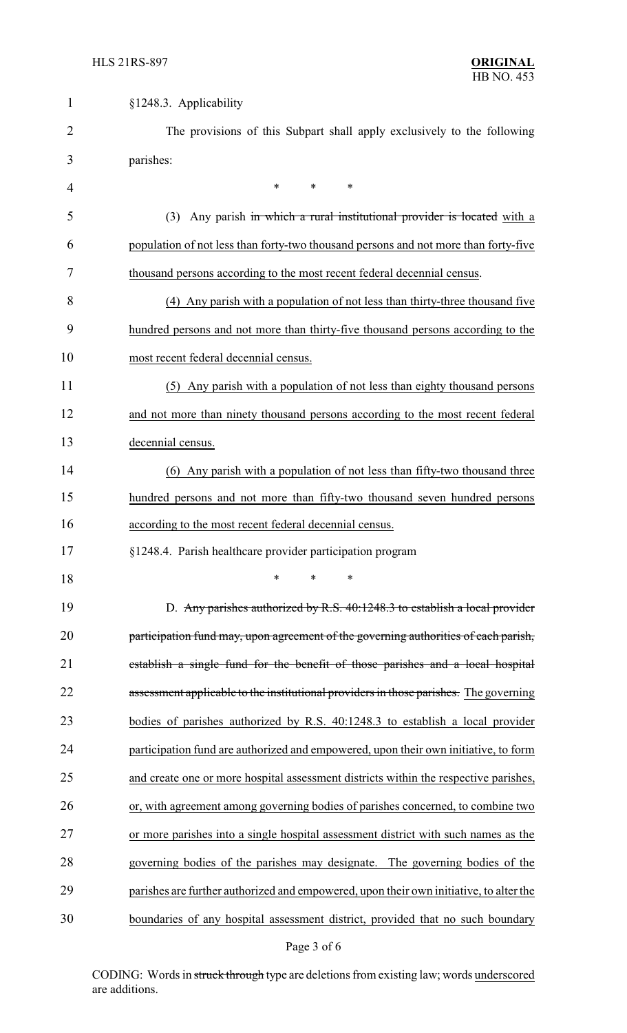§1248.3. Applicability

The provisions of this Subpart shall apply exclusively to the following parishes:

\* \* \*

(3) Any parish ~~in which a rural institutional provider is located~~ with a population of not less than forty-two thousand persons and not more than forty-five thousand persons according to the most recent federal decennial census.

(4) Any parish with a population of not less than thirty-three thousand five hundred persons and not more than thirty-five thousand persons according to the most recent federal decennial census.

(5) Any parish with a population of not less than eighty thousand persons and not more than ninety thousand persons according to the most recent federal decennial census.

(6) Any parish with a population of not less than fifty-two thousand three hundred persons and not more than fifty-two thousand seven hundred persons according to the most recent federal decennial census.

§1248.4. Parish healthcare provider participation program

\* \* \*

D. ~~Any parishes authorized by R.S. 40:1248.3 to establish a local provider participation fund may, upon agreement of the governing authorities of each parish, establish a single fund for the benefit of those parishes and a local hospital assessment applicable to the institutional providers in those parishes.~~ The governing bodies of parishes authorized by R.S. 40:1248.3 to establish a local provider participation fund are authorized and empowered, upon their own initiative, to form and create one or more hospital assessment districts within the respective parishes, or, with agreement among governing bodies of parishes concerned, to combine two or more parishes into a single hospital assessment district with such names as the governing bodies of the parishes may designate. The governing bodies of the parishes are further authorized and empowered, upon their own initiative, to alter the boundaries of any hospital assessment district, provided that no such boundary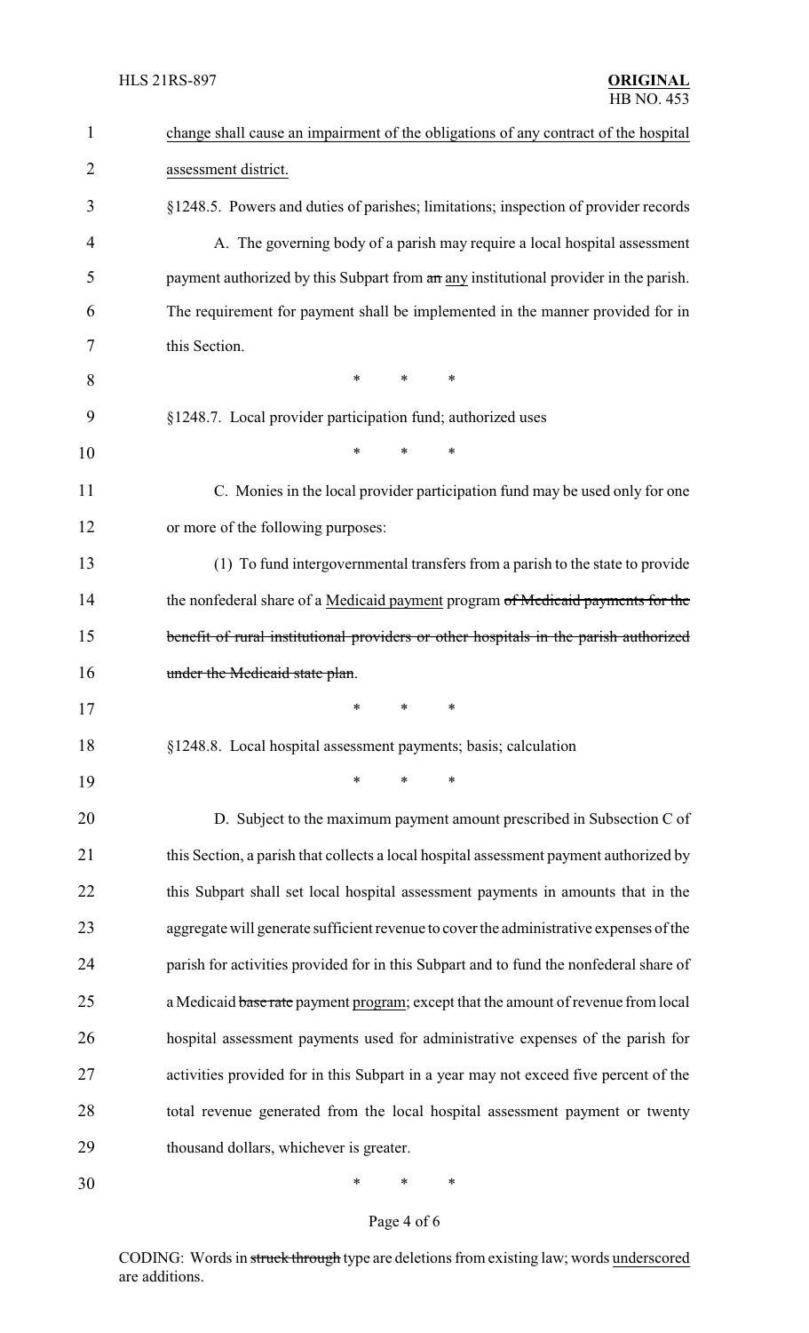change shall cause an impairment of the obligations of any contract of the hospital assessment district.

§1248.5. Powers and duties of parishes; limitations; inspection of provider records

A. The governing body of a parish may require a local hospital assessment payment authorized by this Subpart from ~~an~~ any institutional provider in the parish. The requirement for payment shall be implemented in the manner provided for in this Section.

\* \* \*

§1248.7. Local provider participation fund; authorized uses

\* \* \*

C. Monies in the local provider participation fund may be used only for one or more of the following purposes:

(1) To fund intergovernmental transfers from a parish to the state to provide the nonfederal share of a Medicaid payment program ~~of Medicaid payments for the benefit of rural institutional providers or other hospitals in the parish authorized under the Medicaid state plan~~.

\* \* \*

§1248.8. Local hospital assessment payments; basis; calculation

\* \* \*

D. Subject to the maximum payment amount prescribed in Subsection C of this Section, a parish that collects a local hospital assessment payment authorized by this Subpart shall set local hospital assessment payments in amounts that in the aggregate will generate sufficient revenue to cover the administrative expenses of the parish for activities provided for in this Subpart and to fund the nonfederal share of a Medicaid ~~base rate~~ payment program; except that the amount of revenue from local hospital assessment payments used for administrative expenses of the parish for activities provided for in this Subpart in a year may not exceed five percent of the total revenue generated from the local hospital assessment payment or twenty thousand dollars, whichever is greater.

\* \* \*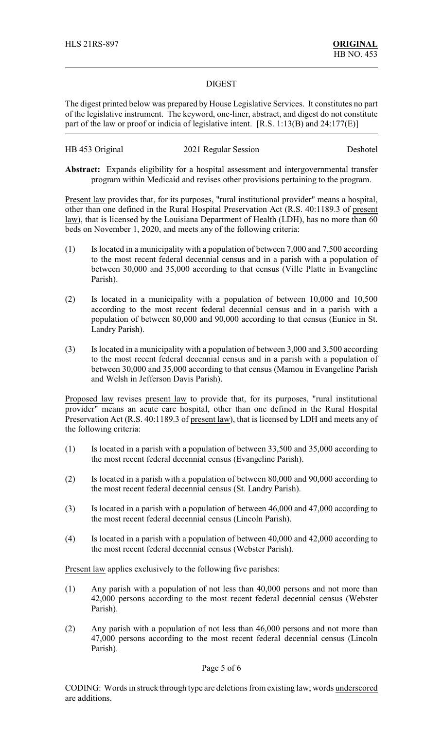HLS 21RS-897 **ORIGINAL**
HB NO. 453

DIGEST

The digest printed below was prepared by House Legislative Services. It constitutes no part of the legislative instrument. The keyword, one-liner, abstract, and digest do not constitute part of the law or proof or indicia of legislative intent. [R.S. 1:13(B) and 24:177(E)]

HB 453 Original 2021 Regular Session Deshotel

**Abstract:** Expands eligibility for a hospital assessment and intergovernmental transfer program within Medicaid and revises other provisions pertaining to the program.

Present law provides that, for its purposes, "rural institutional provider" means a hospital, other than one defined in the Rural Hospital Preservation Act (R.S. 40:1189.3 of present law), that is licensed by the Louisiana Department of Health (LDH), has no more than 60 beds on November 1, 2020, and meets any of the following criteria:

(1) Is located in a municipality with a population of between 7,000 and 7,500 according to the most recent federal decennial census and in a parish with a population of between 30,000 and 35,000 according to that census (Ville Platte in Evangeline Parish).

(2) Is located in a municipality with a population of between 10,000 and 10,500 according to the most recent federal decennial census and in a parish with a population of between 80,000 and 90,000 according to that census (Eunice in St. Landry Parish).

(3) Is located in a municipality with a population of between 3,000 and 3,500 according to the most recent federal decennial census and in a parish with a population of between 30,000 and 35,000 according to that census (Mamou in Evangeline Parish and Welsh in Jefferson Davis Parish).

Proposed law revises present law to provide that, for its purposes, "rural institutional provider" means an acute care hospital, other than one defined in the Rural Hospital Preservation Act (R.S. 40:1189.3 of present law), that is licensed by LDH and meets any of the following criteria:

(1) Is located in a parish with a population of between 33,500 and 35,000 according to the most recent federal decennial census (Evangeline Parish).

(2) Is located in a parish with a population of between 80,000 and 90,000 according to the most recent federal decennial census (St. Landry Parish).

(3) Is located in a parish with a population of between 46,000 and 47,000 according to the most recent federal decennial census (Lincoln Parish).

(4) Is located in a parish with a population of between 40,000 and 42,000 according to the most recent federal decennial census (Webster Parish).

Present law applies exclusively to the following five parishes:

(1) Any parish with a population of not less than 40,000 persons and not more than 42,000 persons according to the most recent federal decennial census (Webster Parish).

(2) Any parish with a population of not less than 46,000 persons and not more than 47,000 persons according to the most recent federal decennial census (Lincoln Parish).

CODING: Words in ~~struck through~~ type are deletions from existing law; words underscored are additions.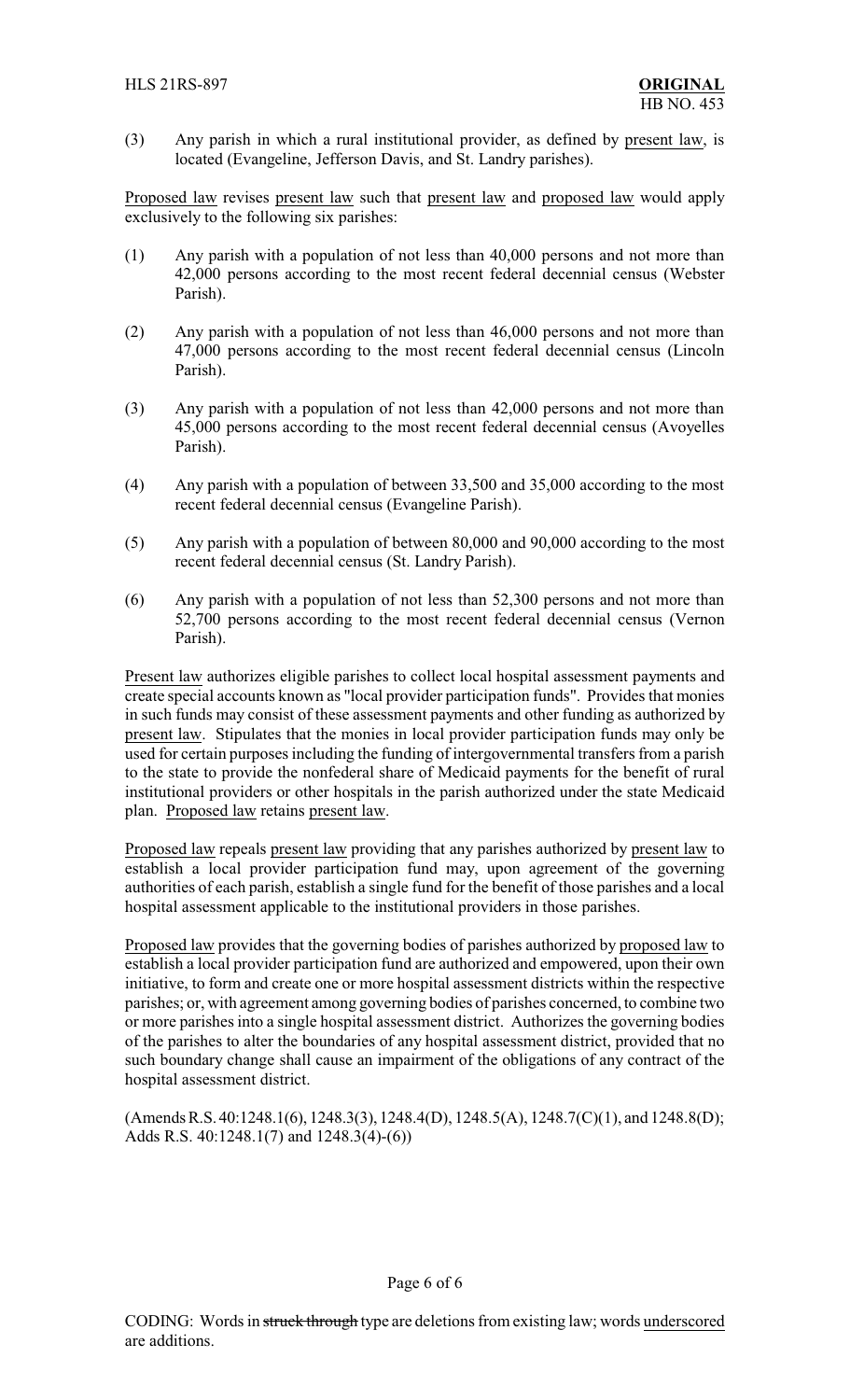(3) Any parish in which a rural institutional provider, as defined by present law, is located (Evangeline, Jefferson Davis, and St. Landry parishes).

Proposed law revises present law such that present law and proposed law would apply exclusively to the following six parishes:

(1) Any parish with a population of not less than 40,000 persons and not more than 42,000 persons according to the most recent federal decennial census (Webster Parish).

(2) Any parish with a population of not less than 46,000 persons and not more than 47,000 persons according to the most recent federal decennial census (Lincoln Parish).

(3) Any parish with a population of not less than 42,000 persons and not more than 45,000 persons according to the most recent federal decennial census (Avoyelles Parish).

(4) Any parish with a population of between 33,500 and 35,000 according to the most recent federal decennial census (Evangeline Parish).

(5) Any parish with a population of between 80,000 and 90,000 according to the most recent federal decennial census (St. Landry Parish).

(6) Any parish with a population of not less than 52,300 persons and not more than 52,700 persons according to the most recent federal decennial census (Vernon Parish).

Present law authorizes eligible parishes to collect local hospital assessment payments and create special accounts known as "local provider participation funds". Provides that monies in such funds may consist of these assessment payments and other funding as authorized by present law. Stipulates that the monies in local provider participation funds may only be used for certain purposes including the funding of intergovernmental transfers from a parish to the state to provide the nonfederal share of Medicaid payments for the benefit of rural institutional providers or other hospitals in the parish authorized under the state Medicaid plan. Proposed law retains present law.

Proposed law repeals present law providing that any parishes authorized by present law to establish a local provider participation fund may, upon agreement of the governing authorities of each parish, establish a single fund for the benefit of those parishes and a local hospital assessment applicable to the institutional providers in those parishes.

Proposed law provides that the governing bodies of parishes authorized by proposed law to establish a local provider participation fund are authorized and empowered, upon their own initiative, to form and create one or more hospital assessment districts within the respective parishes; or, with agreement among governing bodies of parishes concerned, to combine two or more parishes into a single hospital assessment district. Authorizes the governing bodies of the parishes to alter the boundaries of any hospital assessment district, provided that no such boundary change shall cause an impairment of the obligations of any contract of the hospital assessment district.

(Amends R.S. 40:1248.1(6), 1248.3(3), 1248.4(D), 1248.5(A), 1248.7(C)(1), and 1248.8(D); Adds R.S. 40:1248.1(7) and 1248.3(4)-(6))